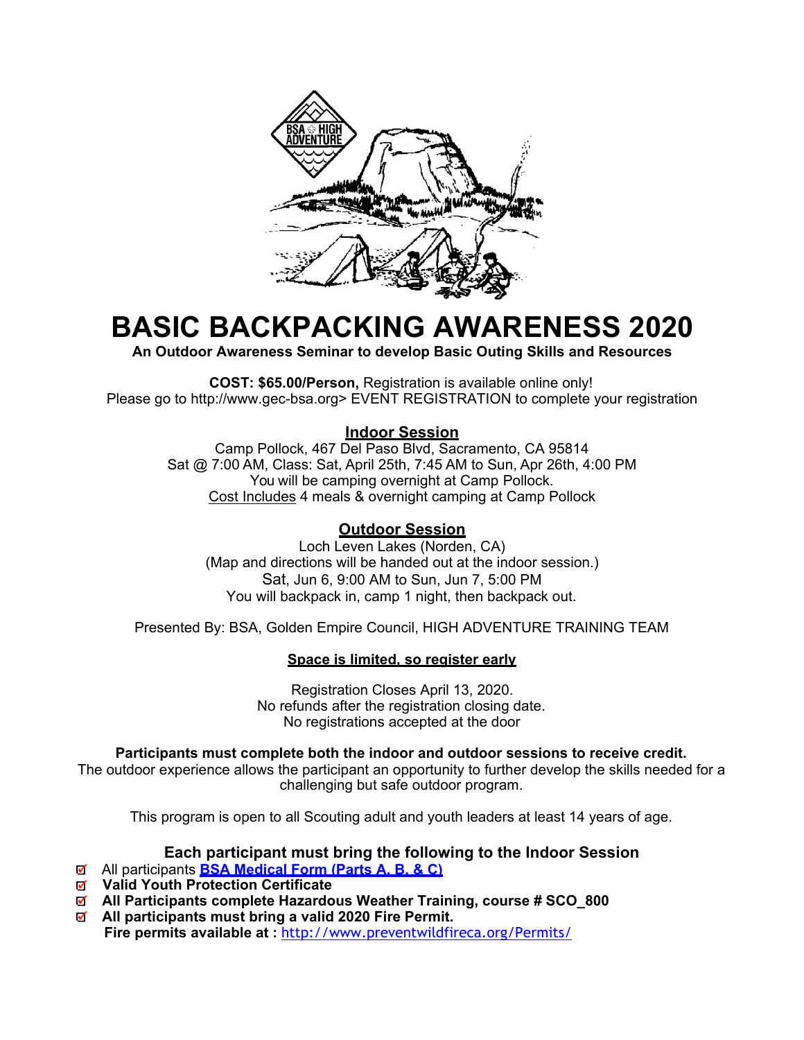# BASIC BACKPACKING AWARENESS 2020

**An Outdoor Awareness Seminar to develop Basic Outing Skills and Resources**

**COST: $65.00/Person,** Registration is available online only!
Please go to http://www.gec-bsa.org> EVENT REGISTRATION to complete your registration

## Indoor Session

Camp Pollock, 467 Del Paso Blvd, Sacramento, CA 95814
Sat @ 7:00 AM, Class: Sat, April 25th, 7:45 AM to Sun, Apr 26th, 4:00 PM
You will be camping overnight at Camp Pollock.
Cost Includes 4 meals & overnight camping at Camp Pollock

## Outdoor Session

Loch Leven Lakes (Norden, CA)
(Map and directions will be handed out at the indoor session.)
Sat, Jun 6, 9:00 AM to Sun, Jun 7, 5:00 PM
You will backpack in, camp 1 night, then backpack out.

Presented By: BSA, Golden Empire Council, HIGH ADVENTURE TRAINING TEAM

**Space is limited, so register early**

Registration Closes April 13, 2020.
No refunds after the registration closing date.
No registrations accepted at the door

**Participants must complete both the indoor and outdoor sessions to receive credit.**
The outdoor experience allows the participant an opportunity to further develop the skills needed for a challenging but safe outdoor program.

This program is open to all Scouting adult and youth leaders at least 14 years of age.

### Each participant must bring the following to the Indoor Session

- All participants **BSA Medical Form (Parts A, B, & C)**
- **Valid Youth Protection Certificate**
- **All Participants complete Hazardous Weather Training, course # SCO_800**
- **All participants must bring a valid 2020 Fire Permit.**
  **Fire permits available at :** http://www.preventwildfireca.org/Permits/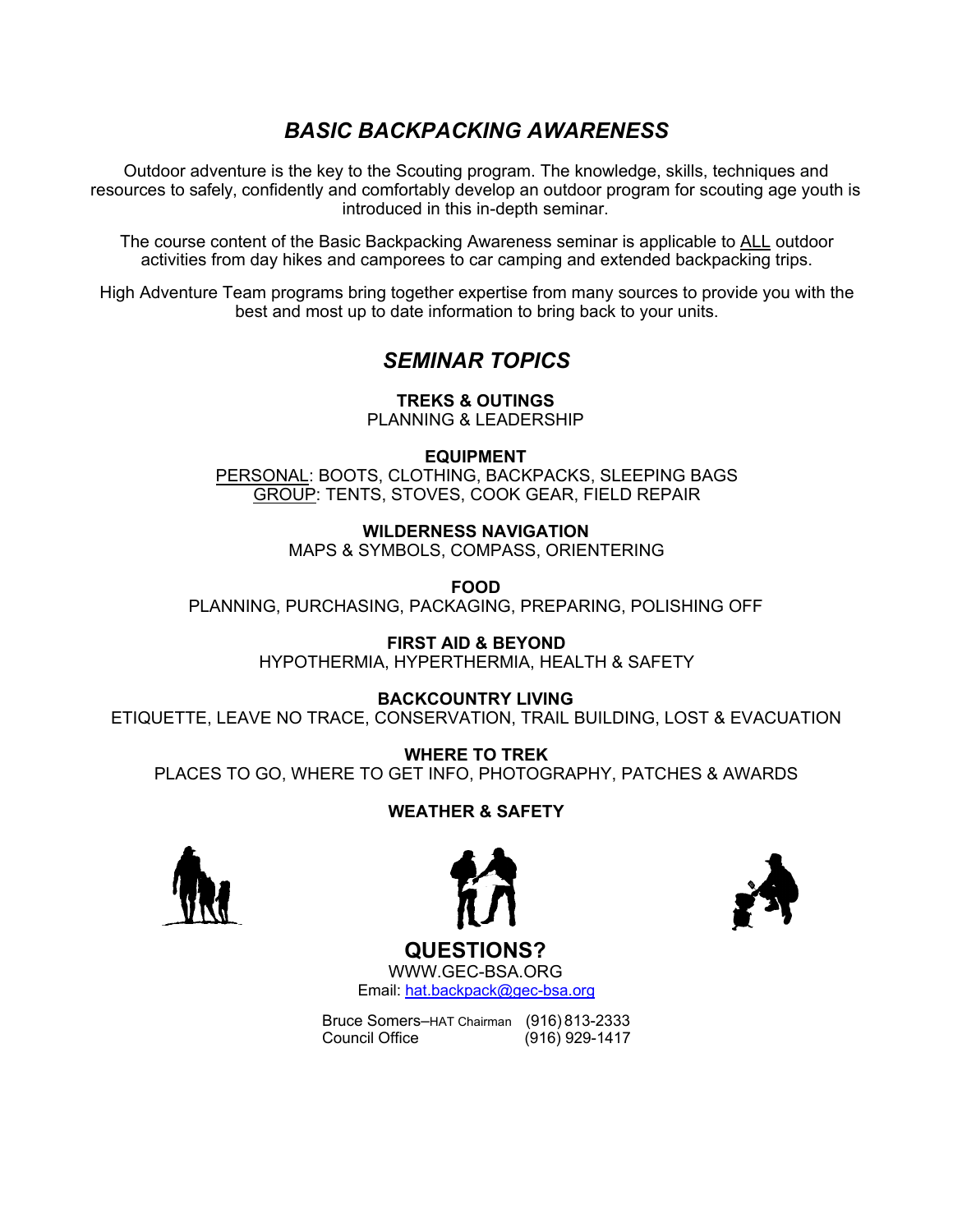# *BASIC BACKPACKING AWARENESS*

Outdoor adventure is the key to the Scouting program. The knowledge, skills, techniques and resources to safely, confidently and comfortably develop an outdoor program for scouting age youth is introduced in this in-depth seminar.

The course content of the Basic Backpacking Awareness seminar is applicable to <u>ALL</u> outdoor activities from day hikes and camporees to car camping and extended backpacking trips.

High Adventure Team programs bring together expertise from many sources to provide you with the best and most up to date information to bring back to your units.

## *SEMINAR TOPICS*

**TREKS & OUTINGS**
PLANNING & LEADERSHIP

**EQUIPMENT**
<u>PERSONAL</u>: BOOTS, CLOTHING, BACKPACKS, SLEEPING BAGS
<u>GROUP</u>: TENTS, STOVES, COOK GEAR, FIELD REPAIR

**WILDERNESS NAVIGATION**
MAPS & SYMBOLS, COMPASS, ORIENTERING

**FOOD**
PLANNING, PURCHASING, PACKAGING, PREPARING, POLISHING OFF

**FIRST AID & BEYOND**
HYPOTHERMIA, HYPERTHERMIA, HEALTH & SAFETY

**BACKCOUNTRY LIVING**
ETIQUETTE, LEAVE NO TRACE, CONSERVATION, TRAIL BUILDING, LOST & EVACUATION

**WHERE TO TREK**
PLACES TO GO, WHERE TO GET INFO, PHOTOGRAPHY, PATCHES & AWARDS

**WEATHER & SAFETY**

**QUESTIONS?**
WWW.GEC-BSA.ORG
Email: hat.backpack@gec-bsa.org

Bruce Somers–HAT Chairman (916) 813-2333
Council Office (916) 929-1417